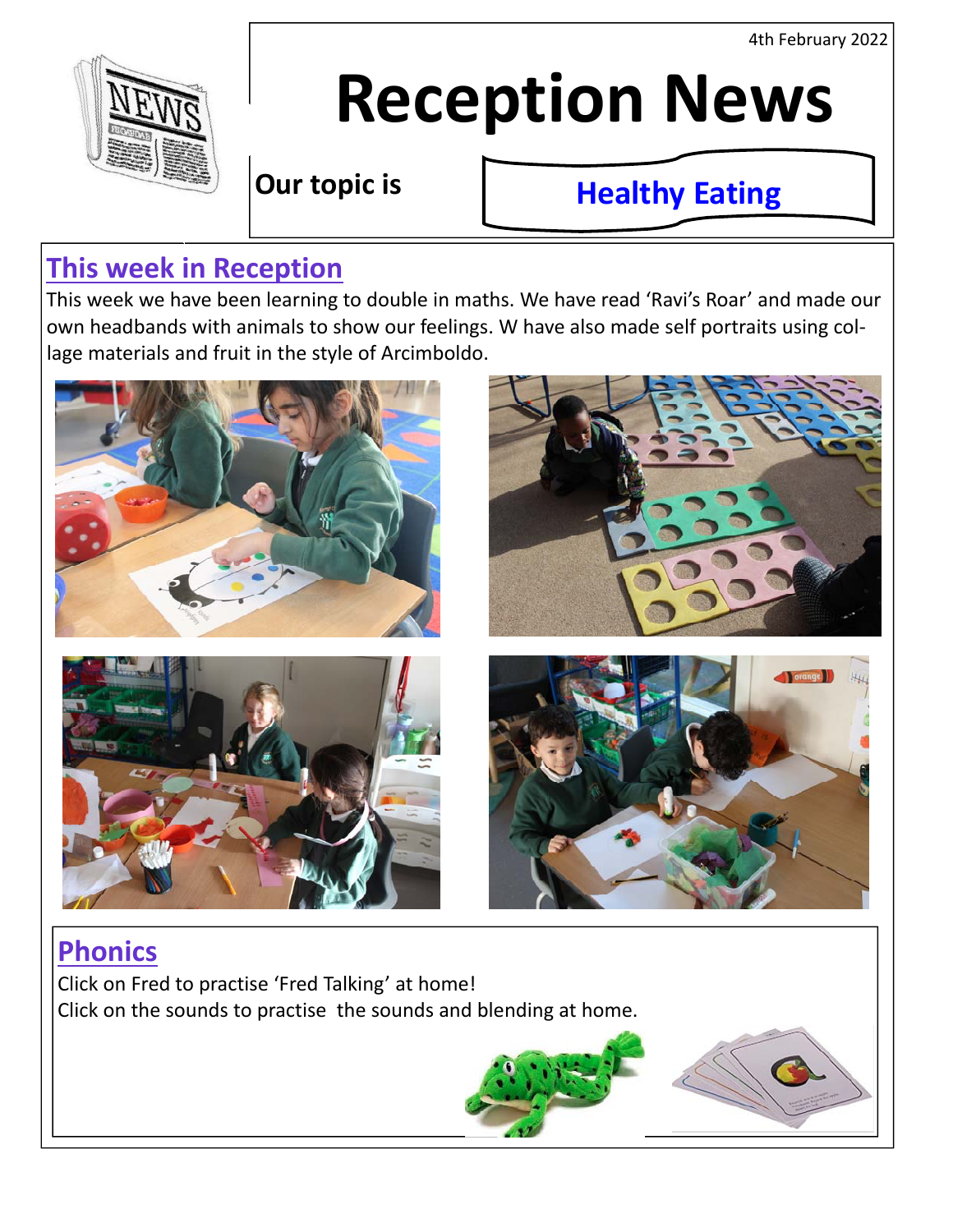4th February 2022

# Reception News

**Our topic is** **Healthy Eating**

## This week in Reception

This week we have been learning to double in maths. We have read 'Ravi's Roar' and made our own headbands with animals to show our feelings. W have also made self portraits using collage materials and fruit in the style of Arcimboldo.

## Phonics

Click on Fred to practise 'Fred Talking' at home!
Click on the sounds to practise the sounds and blending at home.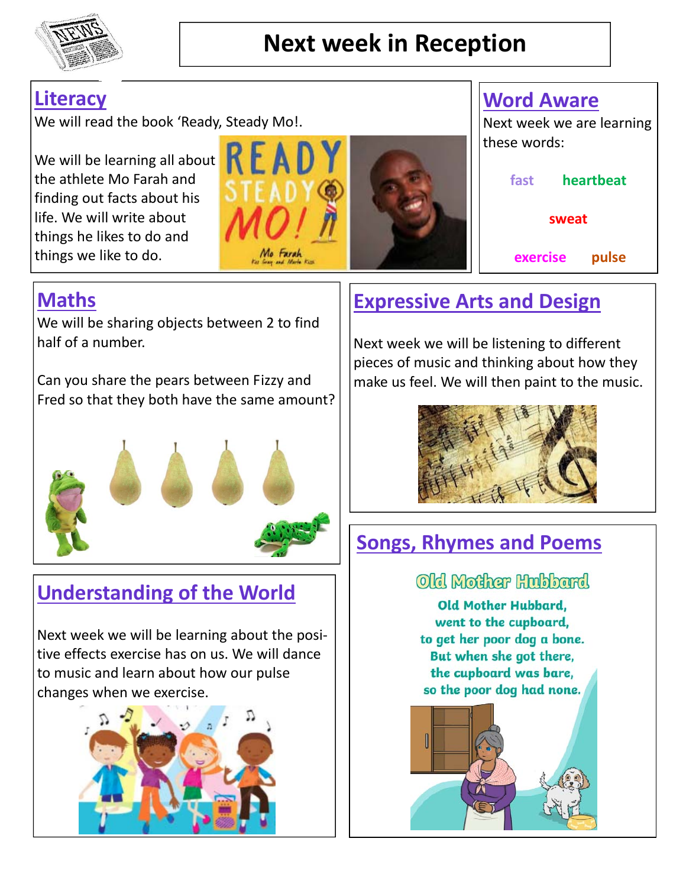# Next week in Reception

## Literacy

We will read the book 'Ready, Steady Mo!.

We will be learning all about the athlete Mo Farah and finding out facts about his life. We will write about things he likes to do and things we like to do.

## Word Aware

Next week we are learning these words:

fast heartbeat

sweat

exercise pulse

## Maths

We will be sharing objects between 2 to find half of a number.

Can you share the pears between Fizzy and Fred so that they both have the same amount?

## Expressive Arts and Design

Next week we will be listening to different pieces of music and thinking about how they make us feel. We will then paint to the music.

## Understanding of the World

Next week we will be learning about the positive effects exercise has on us. We will dance to music and learn about how our pulse changes when we exercise.

## Songs, Rhymes and Poems

**Old Mother Hubbard**

Old Mother Hubbard,
went to the cupboard,
to get her poor dog a bone.
But when she got there,
the cupboard was bare,
so the poor dog had none.